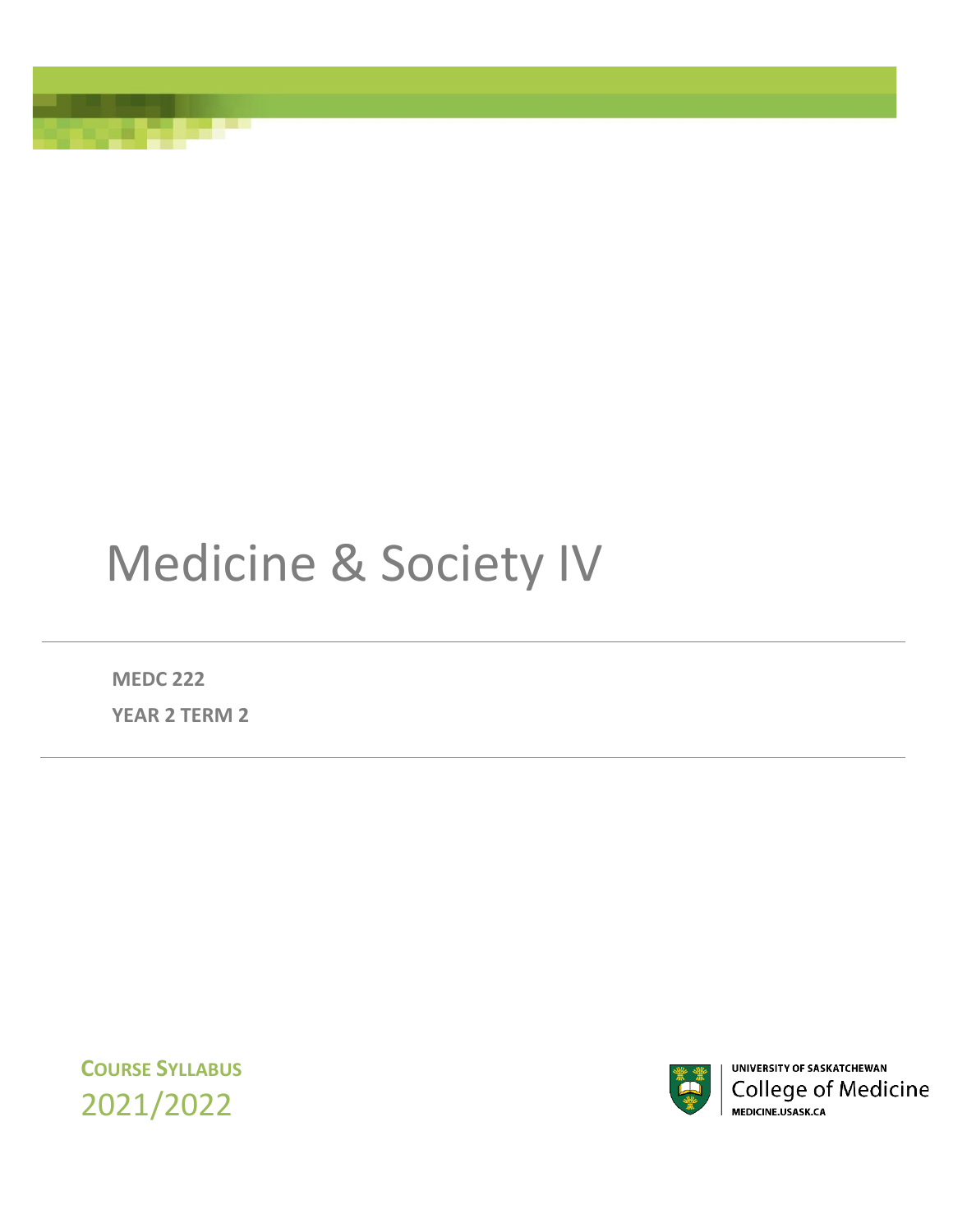# Medicine & Society IV

**MEDC 222**

**YEAR 2 TERM 2**

**COURSE SYLLABUS**

2021/2022

UNIVERSITY OF SASKATCHEWAN
College of Medicine
MEDICINE.USASK.CA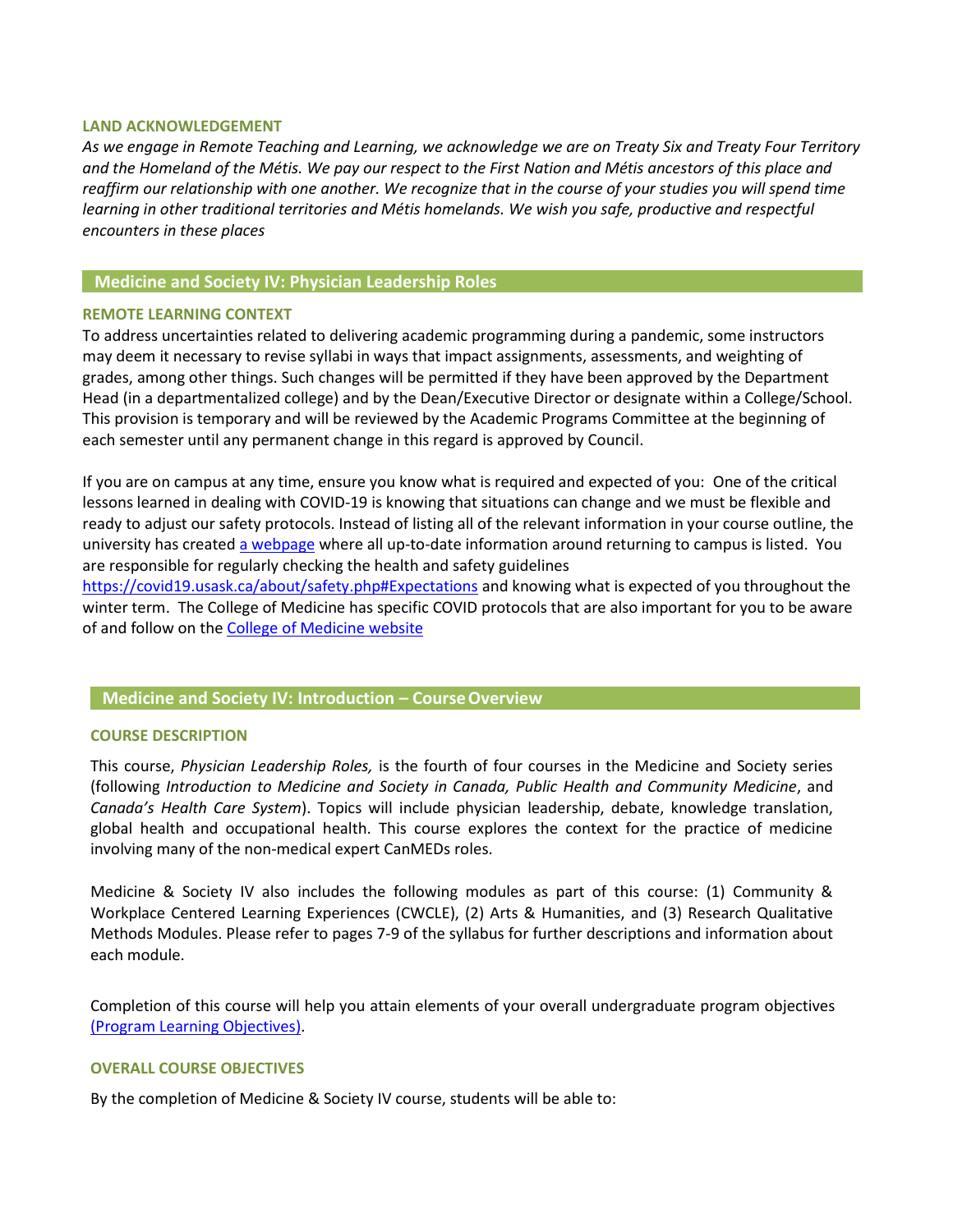### LAND ACKNOWLEDGEMENT

*As we engage in Remote Teaching and Learning, we acknowledge we are on Treaty Six and Treaty Four Territory and the Homeland of the Métis. We pay our respect to the First Nation and Métis ancestors of this place and reaffirm our relationship with one another. We recognize that in the course of your studies you will spend time learning in other traditional territories and Métis homelands. We wish you safe, productive and respectful encounters in these places*

## Medicine and Society IV: Physician Leadership Roles

### REMOTE LEARNING CONTEXT

To address uncertainties related to delivering academic programming during a pandemic, some instructors may deem it necessary to revise syllabi in ways that impact assignments, assessments, and weighting of grades, among other things. Such changes will be permitted if they have been approved by the Department Head (in a departmentalized college) and by the Dean/Executive Director or designate within a College/School. This provision is temporary and will be reviewed by the Academic Programs Committee at the beginning of each semester until any permanent change in this regard is approved by Council.

If you are on campus at any time, ensure you know what is required and expected of you: One of the critical lessons learned in dealing with COVID-19 is knowing that situations can change and we must be flexible and ready to adjust our safety protocols. Instead of listing all of the relevant information in your course outline, the university has created [a webpage]() where all up-to-date information around returning to campus is listed. You are responsible for regularly checking the health and safety guidelines https://covid19.usask.ca/about/safety.php#Expectations and knowing what is expected of you throughout the winter term. The College of Medicine has specific COVID protocols that are also important for you to be aware of and follow on the [College of Medicine website]()

## Medicine and Society IV: Introduction – Course Overview

### COURSE DESCRIPTION

This course, *Physician Leadership Roles,* is the fourth of four courses in the Medicine and Society series (following *Introduction to Medicine and Society in Canada, Public Health and Community Medicine*, and *Canada's Health Care System*). Topics will include physician leadership, debate, knowledge translation, global health and occupational health. This course explores the context for the practice of medicine involving many of the non-medical expert CanMEDs roles.

Medicine & Society IV also includes the following modules as part of this course: (1) Community & Workplace Centered Learning Experiences (CWCLE), (2) Arts & Humanities, and (3) Research Qualitative Methods Modules. Please refer to pages 7-9 of the syllabus for further descriptions and information about each module.

Completion of this course will help you attain elements of your overall undergraduate program objectives [(Program Learning Objectives)]().

### OVERALL COURSE OBJECTIVES

By the completion of Medicine & Society IV course, students will be able to: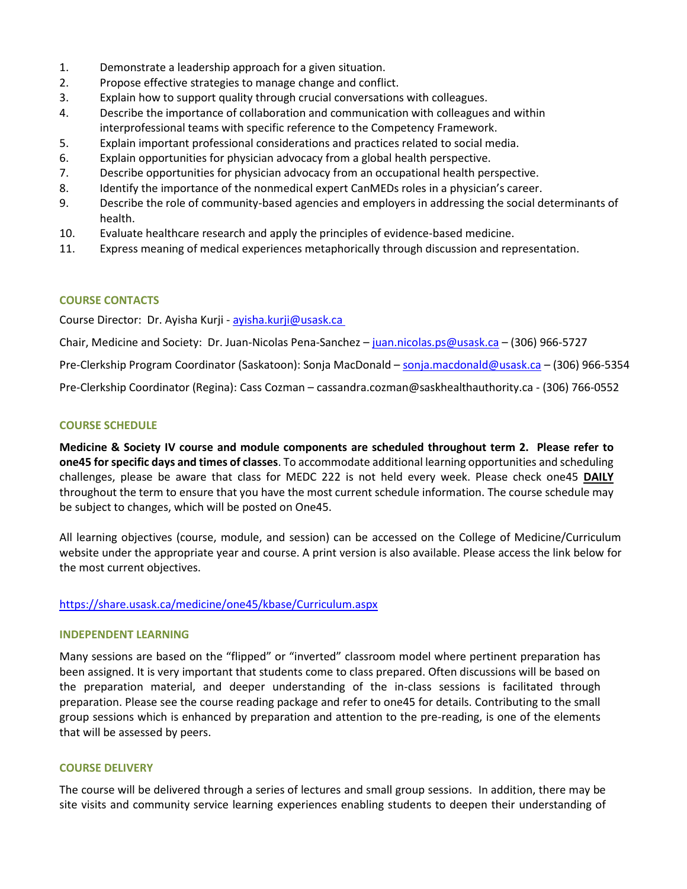1. Demonstrate a leadership approach for a given situation.
2. Propose effective strategies to manage change and conflict.
3. Explain how to support quality through crucial conversations with colleagues.
4. Describe the importance of collaboration and communication with colleagues and within interprofessional teams with specific reference to the Competency Framework.
5. Explain important professional considerations and practices related to social media.
6. Explain opportunities for physician advocacy from a global health perspective.
7. Describe opportunities for physician advocacy from an occupational health perspective.
8. Identify the importance of the nonmedical expert CanMEDs roles in a physician's career.
9. Describe the role of community-based agencies and employers in addressing the social determinants of health.
10. Evaluate healthcare research and apply the principles of evidence-based medicine.
11. Express meaning of medical experiences metaphorically through discussion and representation.

## COURSE CONTACTS

Course Director: Dr. Ayisha Kurji - ayisha.kurji@usask.ca

Chair, Medicine and Society: Dr. Juan-Nicolas Pena-Sanchez – juan.nicolas.ps@usask.ca – (306) 966-5727

Pre-Clerkship Program Coordinator (Saskatoon): Sonja MacDonald – sonja.macdonald@usask.ca – (306) 966-5354

Pre-Clerkship Coordinator (Regina): Cass Cozman – cassandra.cozman@saskhealthauthority.ca - (306) 766-0552

## COURSE SCHEDULE

**Medicine & Society IV course and module components are scheduled throughout term 2. Please refer to one45 for specific days and times of classes**. To accommodate additional learning opportunities and scheduling challenges, please be aware that class for MEDC 222 is not held every week. Please check one45 **DAILY** throughout the term to ensure that you have the most current schedule information. The course schedule may be subject to changes, which will be posted on One45.

All learning objectives (course, module, and session) can be accessed on the College of Medicine/Curriculum website under the appropriate year and course. A print version is also available. Please access the link below for the most current objectives.

https://share.usask.ca/medicine/one45/kbase/Curriculum.aspx

## INDEPENDENT LEARNING

Many sessions are based on the "flipped" or "inverted" classroom model where pertinent preparation has been assigned. It is very important that students come to class prepared. Often discussions will be based on the preparation material, and deeper understanding of the in-class sessions is facilitated through preparation. Please see the course reading package and refer to one45 for details. Contributing to the small group sessions which is enhanced by preparation and attention to the pre-reading, is one of the elements that will be assessed by peers.

## COURSE DELIVERY

The course will be delivered through a series of lectures and small group sessions. In addition, there may be site visits and community service learning experiences enabling students to deepen their understanding of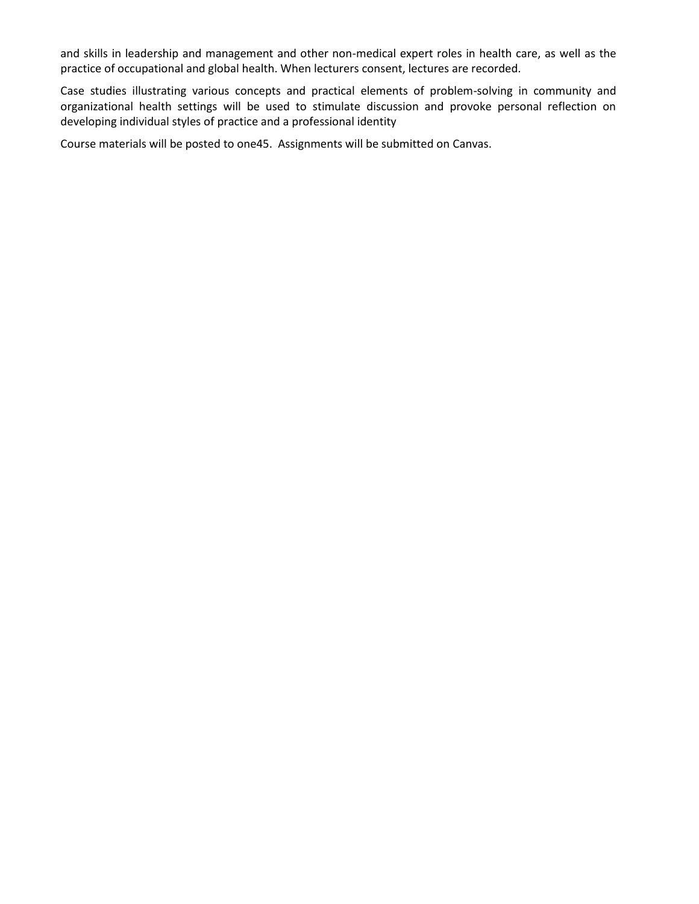and skills in leadership and management and other non-medical expert roles in health care, as well as the practice of occupational and global health. When lecturers consent, lectures are recorded.

Case studies illustrating various concepts and practical elements of problem-solving in community and organizational health settings will be used to stimulate discussion and provoke personal reflection on developing individual styles of practice and a professional identity

Course materials will be posted to one45. Assignments will be submitted on Canvas.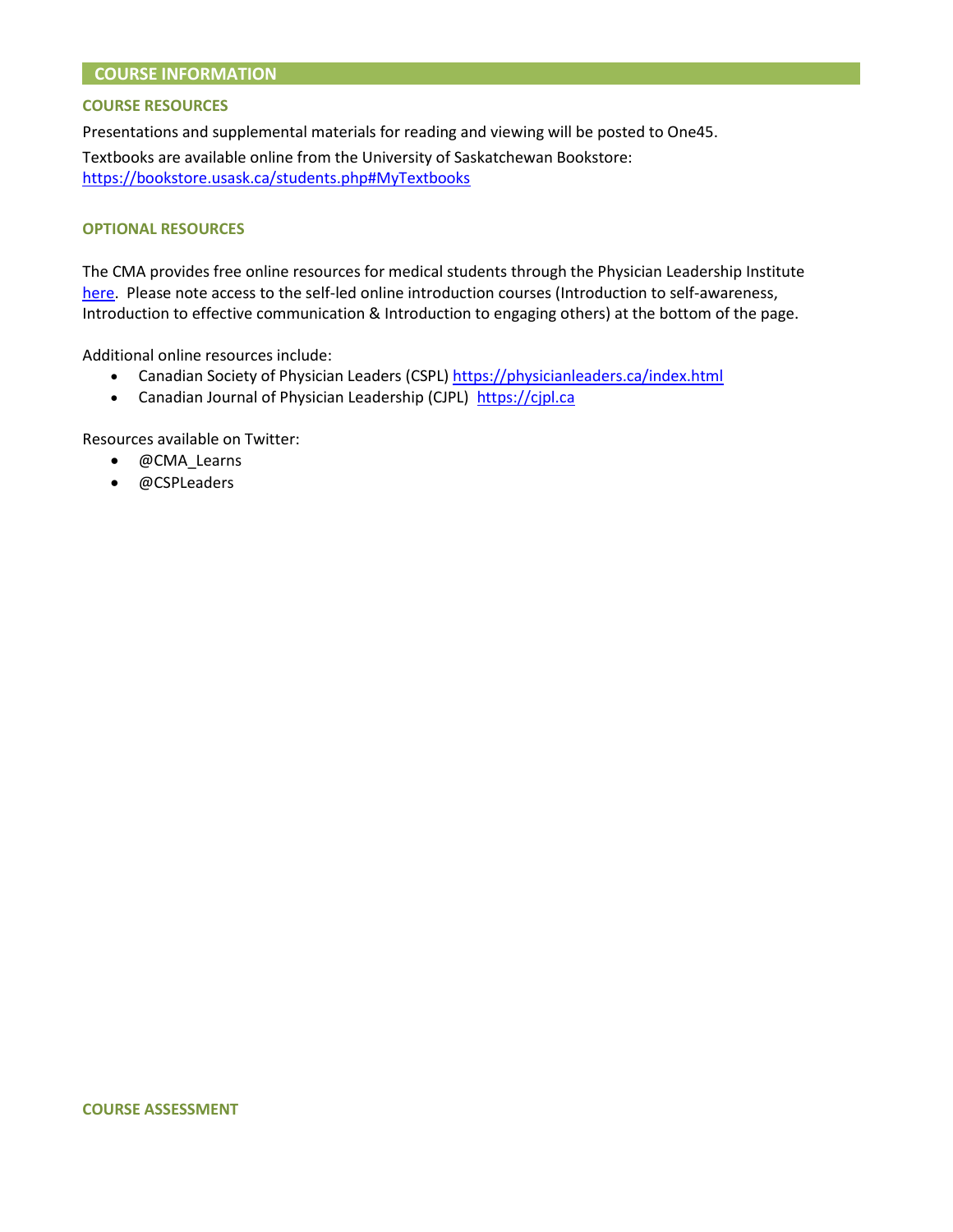## COURSE INFORMATION

### COURSE RESOURCES

Presentations and supplemental materials for reading and viewing will be posted to One45.

Textbooks are available online from the University of Saskatchewan Bookstore: https://bookstore.usask.ca/students.php#MyTextbooks

### OPTIONAL RESOURCES

The CMA provides free online resources for medical students through the Physician Leadership Institute here. Please note access to the self-led online introduction courses (Introduction to self-awareness, Introduction to effective communication & Introduction to engaging others) at the bottom of the page.

Additional online resources include:

- Canadian Society of Physician Leaders (CSPL) https://physicianleaders.ca/index.html
- Canadian Journal of Physician Leadership (CJPL) https://cjpl.ca

Resources available on Twitter:

- @CMA_Learns
- @CSPLeaders

### COURSE ASSESSMENT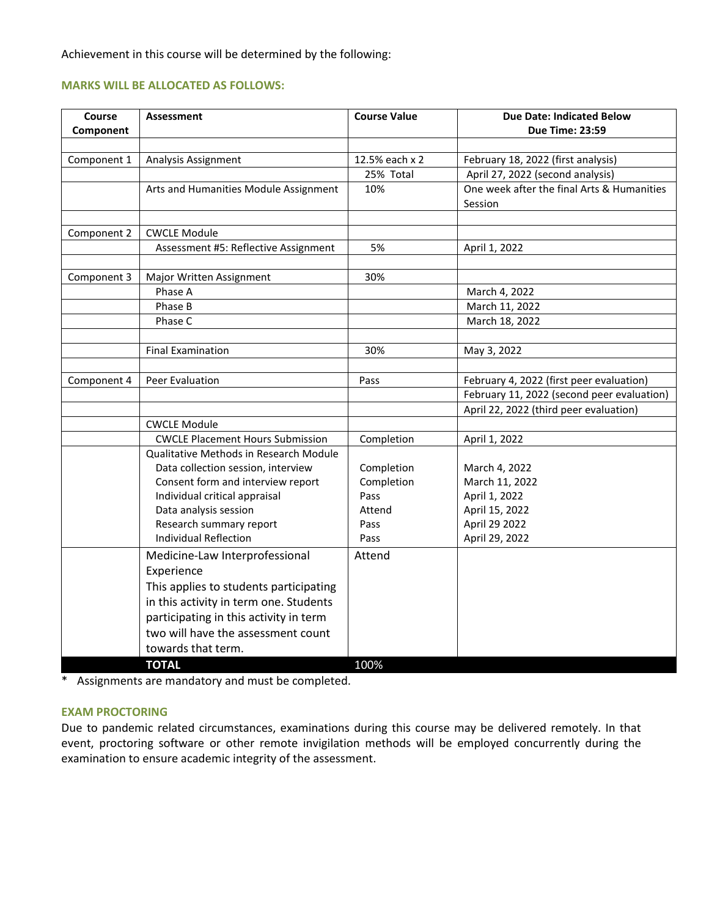Achievement in this course will be determined by the following:

### MARKS WILL BE ALLOCATED AS FOLLOWS:

| Course Component | Assessment | Course Value | Due Date: Indicated Below Due Time: 23:59 |
|---|---|---|---|
| | | | |
| Component 1 | Analysis Assignment | 12.5% each x 2 | February 18, 2022 (first analysis) |
| | | 25% Total | April 27, 2022 (second analysis) |
| | Arts and Humanities Module Assignment | 10% | One week after the final Arts & Humanities Session |
| | | | |
| Component 2 | CWCLE Module | | |
| | Assessment #5: Reflective Assignment | 5% | April 1, 2022 |
| | | | |
| Component 3 | Major Written Assignment | 30% | |
| | Phase A | | March 4, 2022 |
| | Phase B | | March 11, 2022 |
| | Phase C | | March 18, 2022 |
| | | | |
| | Final Examination | 30% | May 3, 2022 |
| | | | |
| Component 4 | Peer Evaluation | Pass | February 4, 2022 (first peer evaluation) |
| | | | February 11, 2022 (second peer evaluation) |
| | | | April 22, 2022 (third peer evaluation) |
| | CWCLE Module | | |
| | CWCLE Placement Hours Submission | Completion | April 1, 2022 |
| | Qualitative Methods in Research Module<br>Data collection session, interview<br>Consent form and interview report<br>Individual critical appraisal<br>Data analysis session<br>Research summary report<br>Individual Reflection | <br>Completion<br>Completion<br>Pass<br>Attend<br>Pass<br>Pass | <br>March 4, 2022<br>March 11, 2022<br>April 1, 2022<br>April 15, 2022<br>April 29 2022<br>April 29, 2022 |
| | Medicine-Law Interprofessional Experience<br>This applies to students participating in this activity in term one. Students participating in this activity in term two will have the assessment count towards that term. | Attend | |
| | **TOTAL** | 100% | |

\* Assignments are mandatory and must be completed.

### EXAM PROCTORING

Due to pandemic related circumstances, examinations during this course may be delivered remotely. In that event, proctoring software or other remote invigilation methods will be employed concurrently during the examination to ensure academic integrity of the assessment.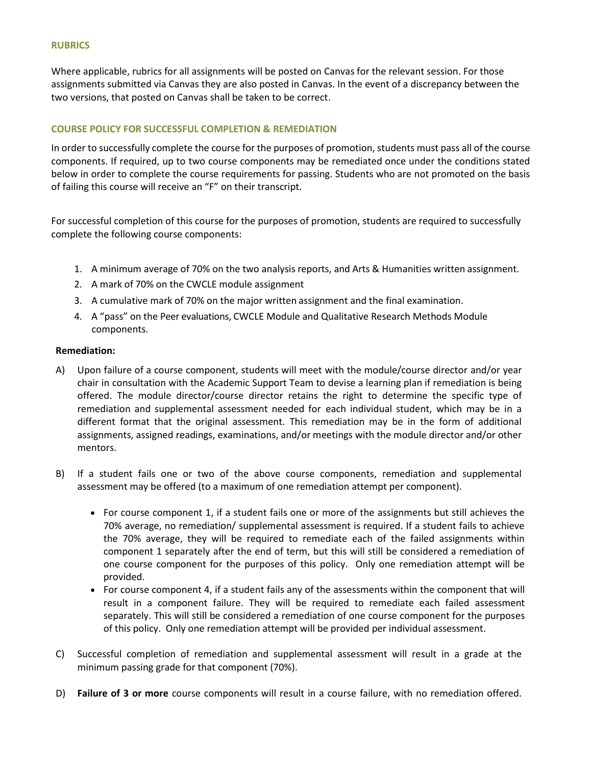## RUBRICS

Where applicable, rubrics for all assignments will be posted on Canvas for the relevant session. For those assignments submitted via Canvas they are also posted in Canvas. In the event of a discrepancy between the two versions, that posted on Canvas shall be taken to be correct.

## COURSE POLICY FOR SUCCESSFUL COMPLETION & REMEDIATION

In order to successfully complete the course for the purposes of promotion, students must pass all of the course components. If required, up to two course components may be remediated once under the conditions stated below in order to complete the course requirements for passing. Students who are not promoted on the basis of failing this course will receive an "F" on their transcript.

For successful completion of this course for the purposes of promotion, students are required to successfully complete the following course components:

1. A minimum average of 70% on the two analysis reports, and Arts & Humanities written assignment.
2. A mark of 70% on the CWCLE module assignment
3. A cumulative mark of 70% on the major written assignment and the final examination.
4. A "pass" on the Peer evaluations, CWCLE Module and Qualitative Research Methods Module components.

**Remediation:**

A) Upon failure of a course component, students will meet with the module/course director and/or year chair in consultation with the Academic Support Team to devise a learning plan if remediation is being offered. The module director/course director retains the right to determine the specific type of remediation and supplemental assessment needed for each individual student, which may be in a different format that the original assessment. This remediation may be in the form of additional assignments, assigned readings, examinations, and/or meetings with the module director and/or other mentors.

B) If a student fails one or two of the above course components, remediation and supplemental assessment may be offered (to a maximum of one remediation attempt per component).

- For course component 1, if a student fails one or more of the assignments but still achieves the 70% average, no remediation/ supplemental assessment is required. If a student fails to achieve the 70% average, they will be required to remediate each of the failed assignments within component 1 separately after the end of term, but this will still be considered a remediation of one course component for the purposes of this policy. Only one remediation attempt will be provided.
- For course component 4, if a student fails any of the assessments within the component that will result in a component failure. They will be required to remediate each failed assessment separately. This will still be considered a remediation of one course component for the purposes of this policy. Only one remediation attempt will be provided per individual assessment.

C) Successful completion of remediation and supplemental assessment will result in a grade at the minimum passing grade for that component (70%).

D) **Failure of 3 or more** course components will result in a course failure, with no remediation offered.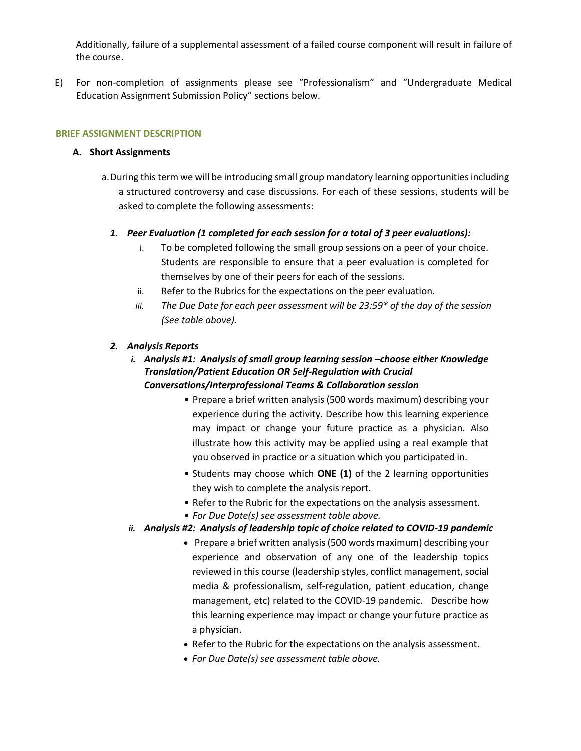Additionally, failure of a supplemental assessment of a failed course component will result in failure of the course.

E) For non-completion of assignments please see "Professionalism" and "Undergraduate Medical Education Assignment Submission Policy" sections below.

## BRIEF ASSIGNMENT DESCRIPTION

### A. Short Assignments

a. During this term we will be introducing small group mandatory learning opportunities including a structured controversy and case discussions. For each of these sessions, students will be asked to complete the following assessments:

***1. Peer Evaluation (1 completed for each session for a total of 3 peer evaluations):***

i. To be completed following the small group sessions on a peer of your choice. Students are responsible to ensure that a peer evaluation is completed for themselves by one of their peers for each of the sessions.

ii. Refer to the Rubrics for the expectations on the peer evaluation.

iii. *The Due Date for each peer assessment will be 23:59\* of the day of the session (See table above).*

***2. Analysis Reports***

***i. Analysis #1: Analysis of small group learning session –choose either Knowledge Translation/Patient Education OR Self-Regulation with Crucial Conversations/Interprofessional Teams & Collaboration session***

- Prepare a brief written analysis (500 words maximum) describing your experience during the activity. Describe how this learning experience may impact or change your future practice as a physician. Also illustrate how this activity may be applied using a real example that you observed in practice or a situation which you participated in.
- Students may choose which **ONE (1)** of the 2 learning opportunities they wish to complete the analysis report.
- Refer to the Rubric for the expectations on the analysis assessment.
- *For Due Date(s) see assessment table above.*

***ii. Analysis #2: Analysis of leadership topic of choice related to COVID-19 pandemic***

- Prepare a brief written analysis (500 words maximum) describing your experience and observation of any one of the leadership topics reviewed in this course (leadership styles, conflict management, social media & professionalism, self-regulation, patient education, change management, etc) related to the COVID-19 pandemic. Describe how this learning experience may impact or change your future practice as a physician.
- Refer to the Rubric for the expectations on the analysis assessment.
- *For Due Date(s) see assessment table above.*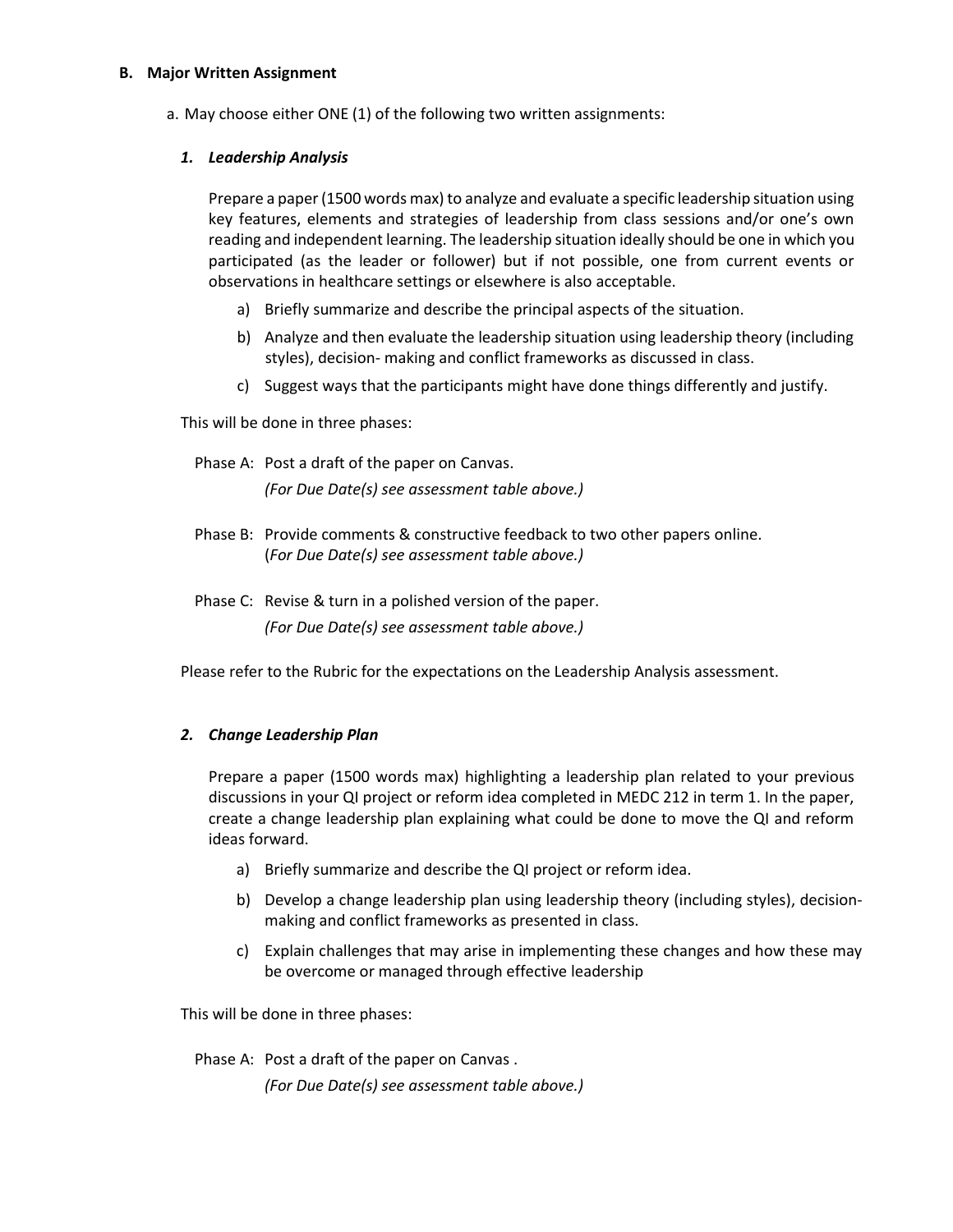## B. Major Written Assignment

a. May choose either ONE (1) of the following two written assignments:

### *1. Leadership Analysis*

Prepare a paper (1500 words max) to analyze and evaluate a specific leadership situation using key features, elements and strategies of leadership from class sessions and/or one's own reading and independent learning. The leadership situation ideally should be one in which you participated (as the leader or follower) but if not possible, one from current events or observations in healthcare settings or elsewhere is also acceptable.

a) Briefly summarize and describe the principal aspects of the situation.

b) Analyze and then evaluate the leadership situation using leadership theory (including styles), decision- making and conflict frameworks as discussed in class.

c) Suggest ways that the participants might have done things differently and justify.

This will be done in three phases:

Phase A: Post a draft of the paper on Canvas.
*(For Due Date(s) see assessment table above.)*

Phase B: Provide comments & constructive feedback to two other papers online.
(*For Due Date(s) see assessment table above.)*

Phase C: Revise & turn in a polished version of the paper.
*(For Due Date(s) see assessment table above.)*

Please refer to the Rubric for the expectations on the Leadership Analysis assessment.

### *2. Change Leadership Plan*

Prepare a paper (1500 words max) highlighting a leadership plan related to your previous discussions in your QI project or reform idea completed in MEDC 212 in term 1. In the paper, create a change leadership plan explaining what could be done to move the QI and reform ideas forward.

a) Briefly summarize and describe the QI project or reform idea.

b) Develop a change leadership plan using leadership theory (including styles), decision-making and conflict frameworks as presented in class.

c) Explain challenges that may arise in implementing these changes and how these may be overcome or managed through effective leadership

This will be done in three phases:

Phase A: Post a draft of the paper on Canvas .
*(For Due Date(s) see assessment table above.)*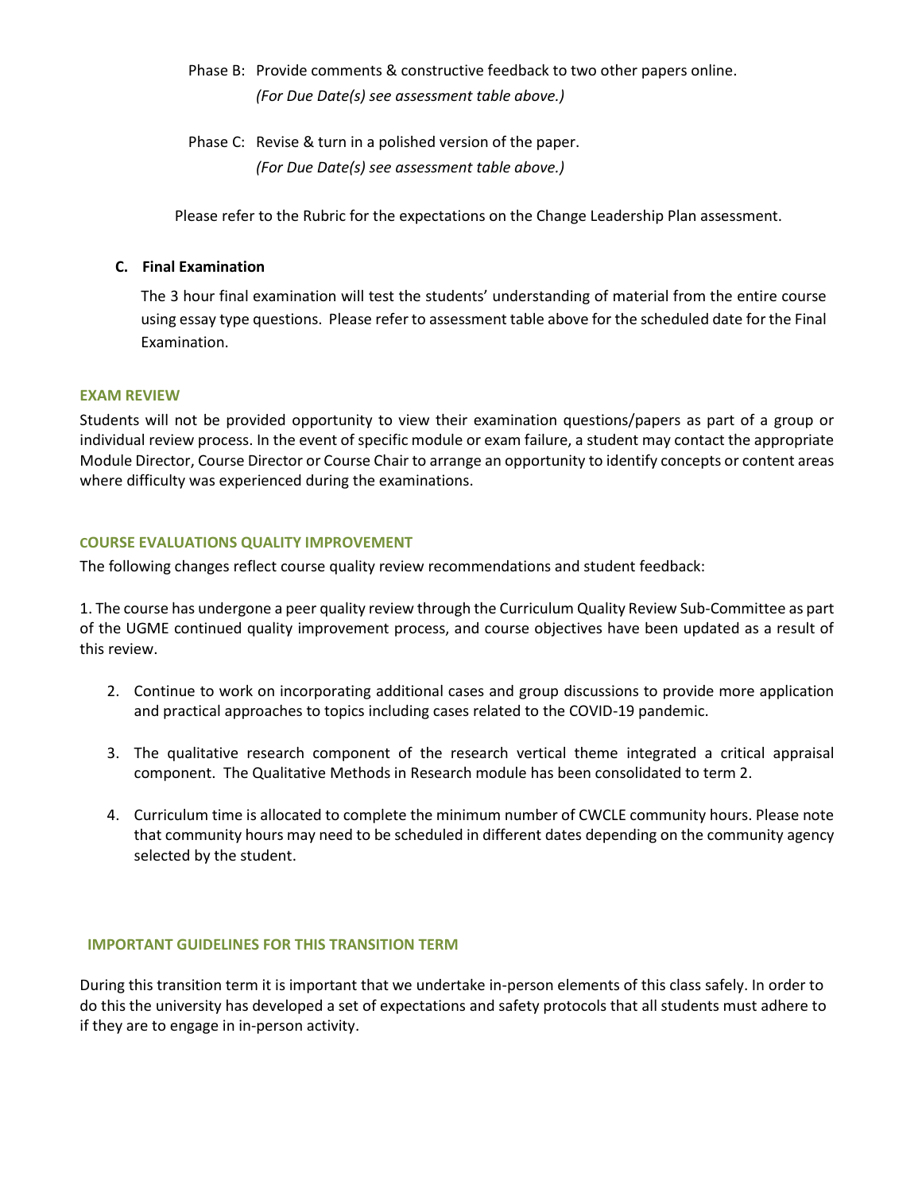Phase B: Provide comments & constructive feedback to two other papers online.
*(For Due Date(s) see assessment table above.)*

Phase C: Revise & turn in a polished version of the paper.
*(For Due Date(s) see assessment table above.)*

Please refer to the Rubric for the expectations on the Change Leadership Plan assessment.

**C. Final Examination**

The 3 hour final examination will test the students' understanding of material from the entire course using essay type questions. Please refer to assessment table above for the scheduled date for the Final Examination.

## EXAM REVIEW

Students will not be provided opportunity to view their examination questions/papers as part of a group or individual review process. In the event of specific module or exam failure, a student may contact the appropriate Module Director, Course Director or Course Chair to arrange an opportunity to identify concepts or content areas where difficulty was experienced during the examinations.

## COURSE EVALUATIONS QUALITY IMPROVEMENT

The following changes reflect course quality review recommendations and student feedback:

1. The course has undergone a peer quality review through the Curriculum Quality Review Sub-Committee as part of the UGME continued quality improvement process, and course objectives have been updated as a result of this review.
2. Continue to work on incorporating additional cases and group discussions to provide more application and practical approaches to topics including cases related to the COVID-19 pandemic.
3. The qualitative research component of the research vertical theme integrated a critical appraisal component. The Qualitative Methods in Research module has been consolidated to term 2.
4. Curriculum time is allocated to complete the minimum number of CWCLE community hours. Please note that community hours may need to be scheduled in different dates depending on the community agency selected by the student.

## IMPORTANT GUIDELINES FOR THIS TRANSITION TERM

During this transition term it is important that we undertake in-person elements of this class safely. In order to do this the university has developed a set of expectations and safety protocols that all students must adhere to if they are to engage in in-person activity.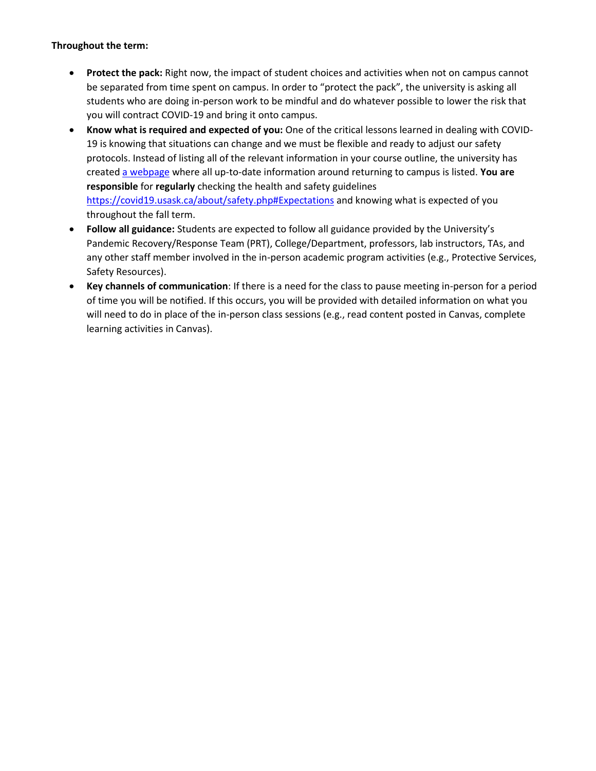**Throughout the term:**

- **Protect the pack:** Right now, the impact of student choices and activities when not on campus cannot be separated from time spent on campus. In order to "protect the pack", the university is asking all students who are doing in-person work to be mindful and do whatever possible to lower the risk that you will contract COVID-19 and bring it onto campus.
- **Know what is required and expected of you:** One of the critical lessons learned in dealing with COVID-19 is knowing that situations can change and we must be flexible and ready to adjust our safety protocols. Instead of listing all of the relevant information in your course outline, the university has created [a webpage](https://covid19.usask.ca/about/safety.php#Expectations) where all up-to-date information around returning to campus is listed. **You are responsible** for **regularly** checking the health and safety guidelines https://covid19.usask.ca/about/safety.php#Expectations and knowing what is expected of you throughout the fall term.
- **Follow all guidance:** Students are expected to follow all guidance provided by the University's Pandemic Recovery/Response Team (PRT), College/Department, professors, lab instructors, TAs, and any other staff member involved in the in-person academic program activities (e.g., Protective Services, Safety Resources).
- **Key channels of communication**: If there is a need for the class to pause meeting in-person for a period of time you will be notified. If this occurs, you will be provided with detailed information on what you will need to do in place of the in-person class sessions (e.g., read content posted in Canvas, complete learning activities in Canvas).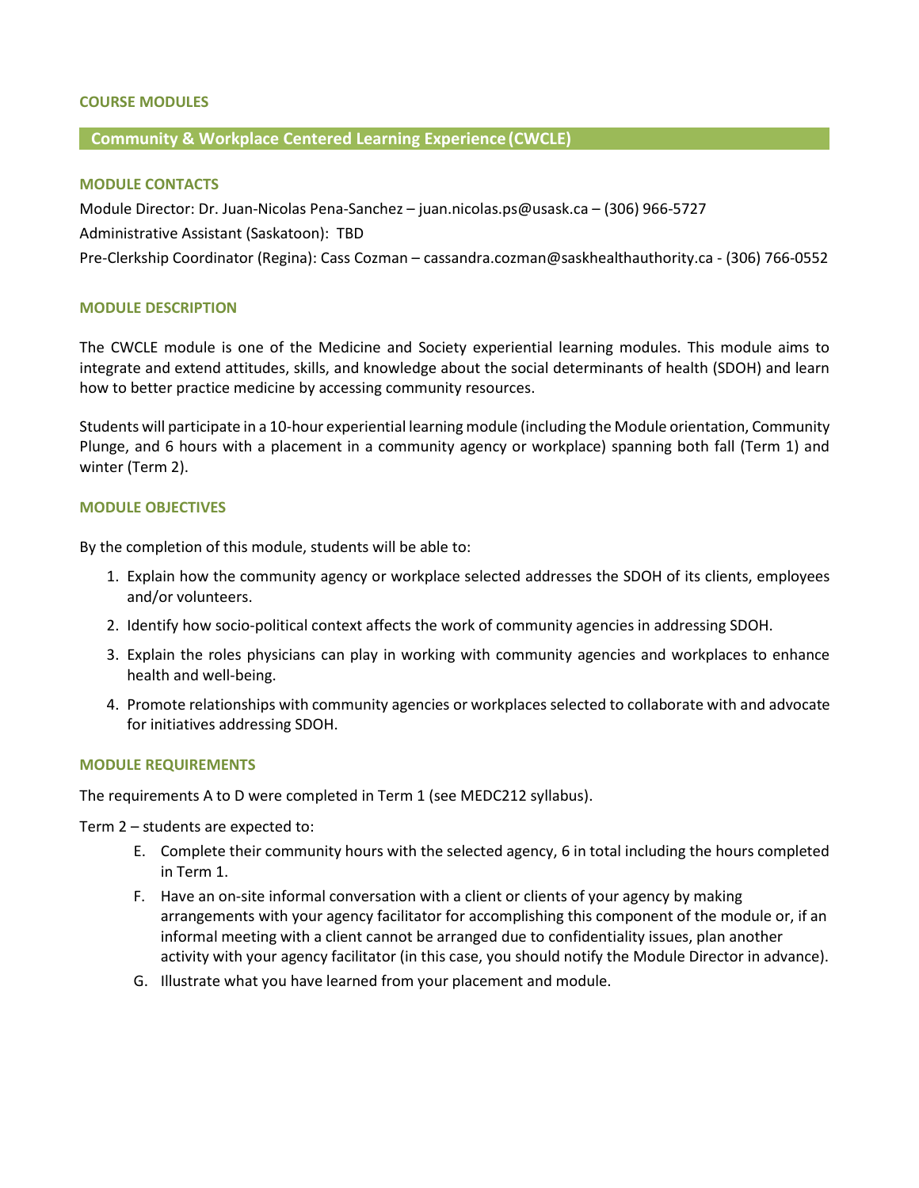## COURSE MODULES

### Community & Workplace Centered Learning Experience (CWCLE)

#### MODULE CONTACTS

Module Director: Dr. Juan-Nicolas Pena-Sanchez – juan.nicolas.ps@usask.ca – (306) 966-5727

Administrative Assistant (Saskatoon): TBD

Pre-Clerkship Coordinator (Regina): Cass Cozman – cassandra.cozman@saskhealthauthority.ca - (306) 766-0552

#### MODULE DESCRIPTION

The CWCLE module is one of the Medicine and Society experiential learning modules. This module aims to integrate and extend attitudes, skills, and knowledge about the social determinants of health (SDOH) and learn how to better practice medicine by accessing community resources.

Students will participate in a 10-hour experiential learning module (including the Module orientation, Community Plunge, and 6 hours with a placement in a community agency or workplace) spanning both fall (Term 1) and winter (Term 2).

#### MODULE OBJECTIVES

By the completion of this module, students will be able to:

1. Explain how the community agency or workplace selected addresses the SDOH of its clients, employees and/or volunteers.
2. Identify how socio-political context affects the work of community agencies in addressing SDOH.
3. Explain the roles physicians can play in working with community agencies and workplaces to enhance health and well-being.
4. Promote relationships with community agencies or workplaces selected to collaborate with and advocate for initiatives addressing SDOH.

#### MODULE REQUIREMENTS

The requirements A to D were completed in Term 1 (see MEDC212 syllabus).

Term 2 – students are expected to:

E. Complete their community hours with the selected agency, 6 in total including the hours completed in Term 1.

F. Have an on-site informal conversation with a client or clients of your agency by making arrangements with your agency facilitator for accomplishing this component of the module or, if an informal meeting with a client cannot be arranged due to confidentiality issues, plan another activity with your agency facilitator (in this case, you should notify the Module Director in advance).

G. Illustrate what you have learned from your placement and module.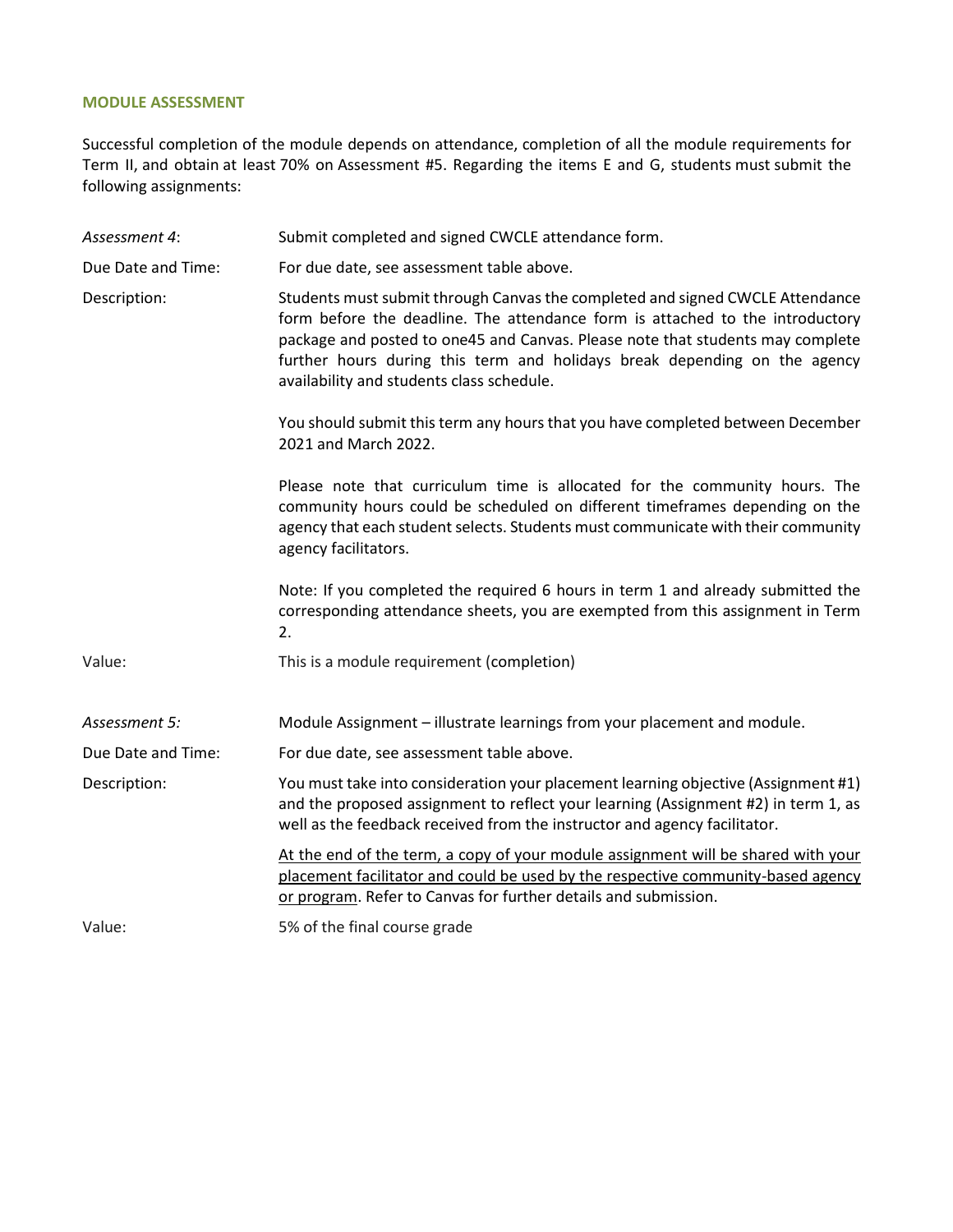## MODULE ASSESSMENT

Successful completion of the module depends on attendance, completion of all the module requirements for Term II, and obtain at least 70% on Assessment #5. Regarding the items E and G, students must submit the following assignments:

| | |
|---|---|
| *Assessment 4*: | Submit completed and signed CWCLE attendance form. |
| Due Date and Time: | For due date, see assessment table above. |
| Description: | Students must submit through Canvas the completed and signed CWCLE Attendance form before the deadline. The attendance form is attached to the introductory package and posted to one45 and Canvas. Please note that students may complete further hours during this term and holidays break depending on the agency availability and students class schedule.<br><br>You should submit this term any hours that you have completed between December 2021 and March 2022.<br><br>Please note that curriculum time is allocated for the community hours. The community hours could be scheduled on different timeframes depending on the agency that each student selects. Students must communicate with their community agency facilitators.<br><br>Note: If you completed the required 6 hours in term 1 and already submitted the corresponding attendance sheets, you are exempted from this assignment in Term 2. |
| Value: | This is a module requirement (completion) |
| *Assessment 5:* | Module Assignment – illustrate learnings from your placement and module. |
| Due Date and Time: | For due date, see assessment table above. |
| Description: | You must take into consideration your placement learning objective (Assignment #1) and the proposed assignment to reflect your learning (Assignment #2) in term 1, as well as the feedback received from the instructor and agency facilitator.<br><br><u>At the end of the term, a copy of your module assignment will be shared with your placement facilitator and could be used by the respective community-based agency or program</u>. Refer to Canvas for further details and submission. |
| Value: | 5% of the final course grade |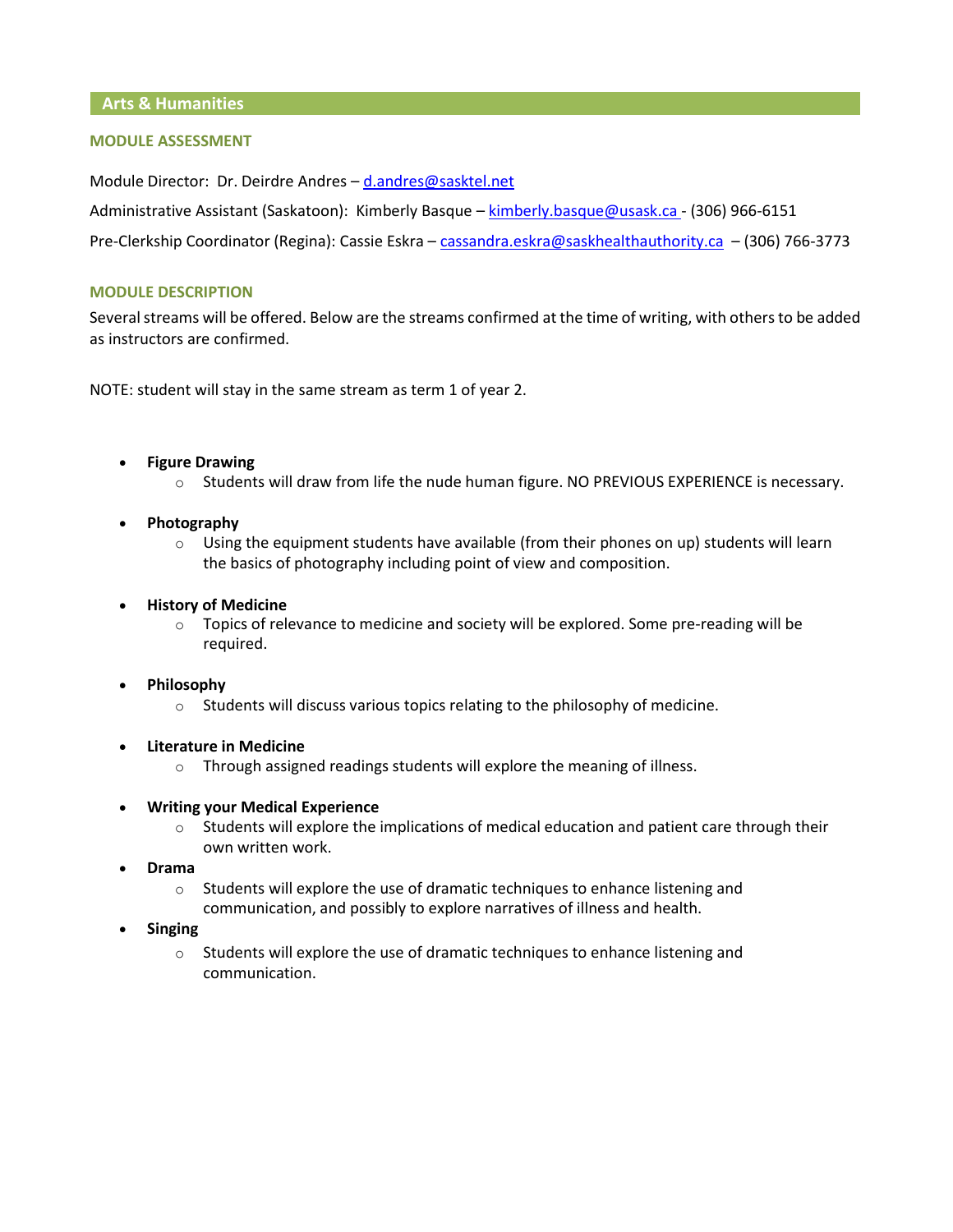## Arts & Humanities

### MODULE ASSESSMENT

Module Director: Dr. Deirdre Andres – d.andres@sasktel.net

Administrative Assistant (Saskatoon): Kimberly Basque – kimberly.basque@usask.ca - (306) 966-6151

Pre-Clerkship Coordinator (Regina): Cassie Eskra – cassandra.eskra@saskhealthauthority.ca – (306) 766-3773

### MODULE DESCRIPTION

Several streams will be offered. Below are the streams confirmed at the time of writing, with others to be added as instructors are confirmed.

NOTE: student will stay in the same stream as term 1 of year 2.

- **Figure Drawing**
  - Students will draw from life the nude human figure. NO PREVIOUS EXPERIENCE is necessary.
- **Photography**
  - Using the equipment students have available (from their phones on up) students will learn the basics of photography including point of view and composition.
- **History of Medicine**
  - Topics of relevance to medicine and society will be explored. Some pre-reading will be required.
- **Philosophy**
  - Students will discuss various topics relating to the philosophy of medicine.
- **Literature in Medicine**
  - Through assigned readings students will explore the meaning of illness.
- **Writing your Medical Experience**
  - Students will explore the implications of medical education and patient care through their own written work.
- **Drama**
  - Students will explore the use of dramatic techniques to enhance listening and communication, and possibly to explore narratives of illness and health.
- **Singing**
  - Students will explore the use of dramatic techniques to enhance listening and communication.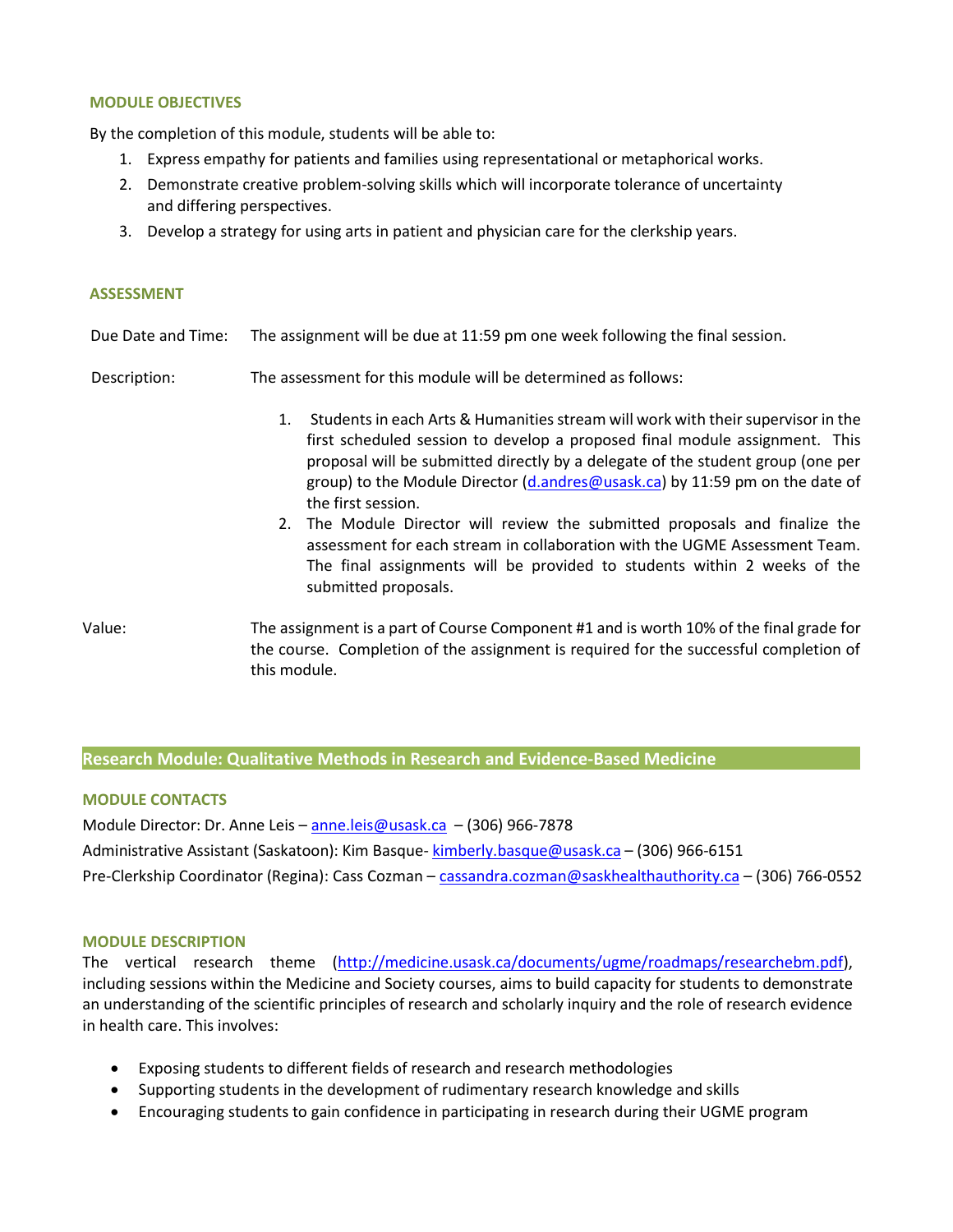### MODULE OBJECTIVES

By the completion of this module, students will be able to:

1. Express empathy for patients and families using representational or metaphorical works.
2. Demonstrate creative problem-solving skills which will incorporate tolerance of uncertainty and differing perspectives.
3. Develop a strategy for using arts in patient and physician care for the clerkship years.

### ASSESSMENT

Due Date and Time: The assignment will be due at 11:59 pm one week following the final session.

Description: The assessment for this module will be determined as follows:

1. Students in each Arts & Humanities stream will work with their supervisor in the first scheduled session to develop a proposed final module assignment. This proposal will be submitted directly by a delegate of the student group (one per group) to the Module Director (d.andres@usask.ca) by 11:59 pm on the date of the first session.
2. The Module Director will review the submitted proposals and finalize the assessment for each stream in collaboration with the UGME Assessment Team. The final assignments will be provided to students within 2 weeks of the submitted proposals.

Value: The assignment is a part of Course Component #1 and is worth 10% of the final grade for the course. Completion of the assignment is required for the successful completion of this module.

## Research Module: Qualitative Methods in Research and Evidence-Based Medicine

### MODULE CONTACTS

Module Director: Dr. Anne Leis – anne.leis@usask.ca – (306) 966-7878

Administrative Assistant (Saskatoon): Kim Basque- kimberly.basque@usask.ca – (306) 966-6151

Pre-Clerkship Coordinator (Regina): Cass Cozman – cassandra.cozman@saskhealthauthority.ca – (306) 766-0552

### MODULE DESCRIPTION

The vertical research theme (http://medicine.usask.ca/documents/ugme/roadmaps/researchebm.pdf), including sessions within the Medicine and Society courses, aims to build capacity for students to demonstrate an understanding of the scientific principles of research and scholarly inquiry and the role of research evidence in health care. This involves:

- Exposing students to different fields of research and research methodologies
- Supporting students in the development of rudimentary research knowledge and skills
- Encouraging students to gain confidence in participating in research during their UGME program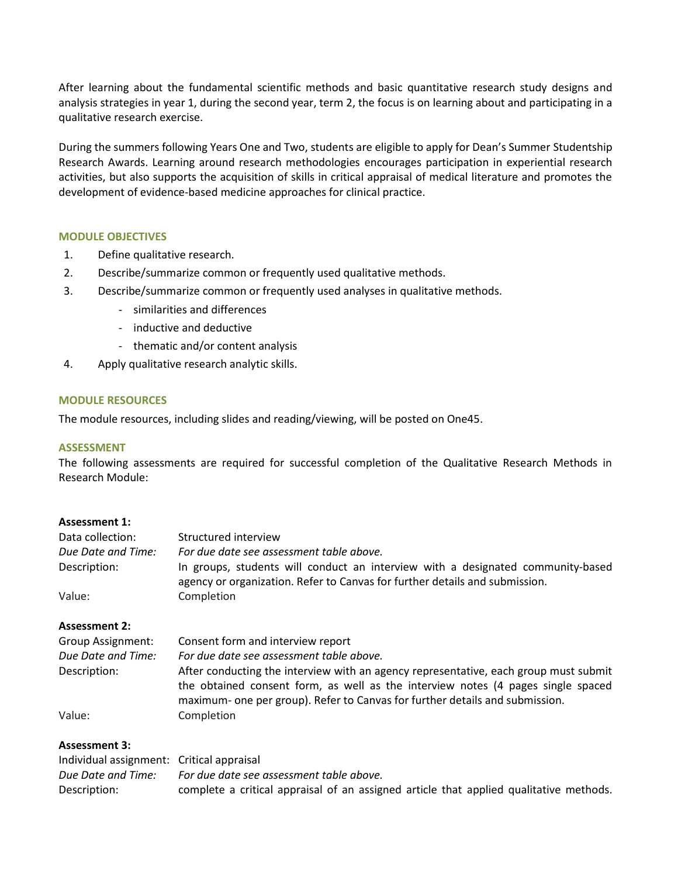After learning about the fundamental scientific methods and basic quantitative research study designs and analysis strategies in year 1, during the second year, term 2, the focus is on learning about and participating in a qualitative research exercise.

During the summers following Years One and Two, students are eligible to apply for Dean's Summer Studentship Research Awards. Learning around research methodologies encourages participation in experiential research activities, but also supports the acquisition of skills in critical appraisal of medical literature and promotes the development of evidence-based medicine approaches for clinical practice.

### MODULE OBJECTIVES

1. Define qualitative research.
2. Describe/summarize common or frequently used qualitative methods.
3. Describe/summarize common or frequently used analyses in qualitative methods.
   - similarities and differences
   - inductive and deductive
   - thematic and/or content analysis
4. Apply qualitative research analytic skills.

### MODULE RESOURCES

The module resources, including slides and reading/viewing, will be posted on One45.

### ASSESSMENT

The following assessments are required for successful completion of the Qualitative Research Methods in Research Module:

**Assessment 1:**

| | |
|---|---|
| Data collection: | Structured interview |
| *Due Date and Time:* | *For due date see assessment table above.* |
| Description: | In groups, students will conduct an interview with a designated community-based agency or organization. Refer to Canvas for further details and submission. |
| Value: | Completion |

**Assessment 2:**

| | |
|---|---|
| Group Assignment: | Consent form and interview report |
| *Due Date and Time:* | *For due date see assessment table above.* |
| Description: | After conducting the interview with an agency representative, each group must submit the obtained consent form, as well as the interview notes (4 pages single spaced maximum- one per group). Refer to Canvas for further details and submission. |
| Value: | Completion |

**Assessment 3:**

| | |
|---|---|
| Individual assignment: | Critical appraisal |
| *Due Date and Time:* | *For due date see assessment table above.* |
| Description: | complete a critical appraisal of an assigned article that applied qualitative methods. |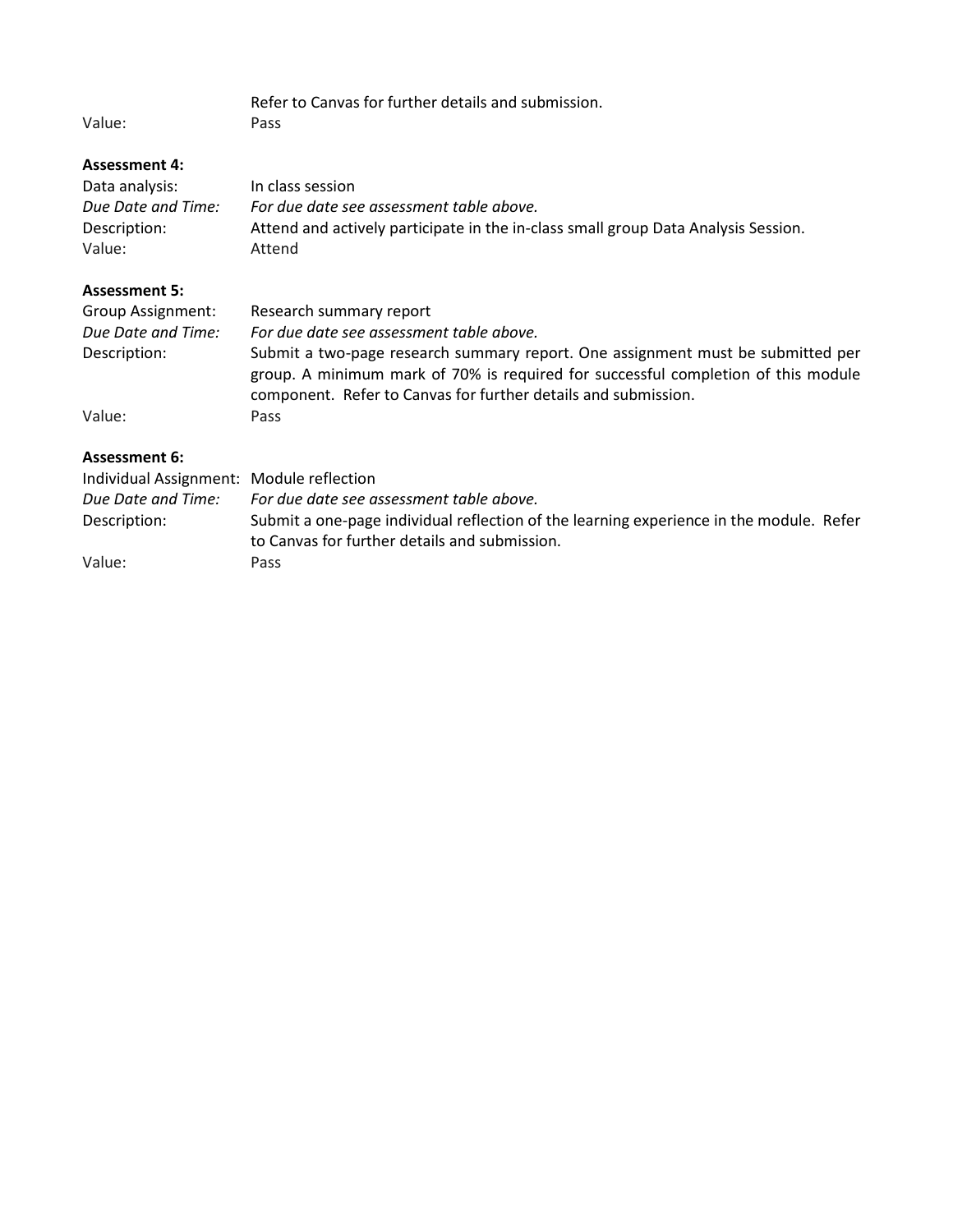| | |
|---|---|
| | Refer to Canvas for further details and submission. |
| Value: | Pass |

**Assessment 4:**

| | |
|---|---|
| Data analysis: | In class session |
| *Due Date and Time:* | *For due date see assessment table above.* |
| Description: | Attend and actively participate in the in-class small group Data Analysis Session. |
| Value: | Attend |

**Assessment 5:**

| | |
|---|---|
| Group Assignment: | Research summary report |
| *Due Date and Time:* | *For due date see assessment table above.* |
| Description: | Submit a two-page research summary report. One assignment must be submitted per group. A minimum mark of 70% is required for successful completion of this module component. Refer to Canvas for further details and submission. |
| Value: | Pass |

**Assessment 6:**

| | |
|---|---|
| Individual Assignment: | Module reflection |
| *Due Date and Time:* | *For due date see assessment table above.* |
| Description: | Submit a one-page individual reflection of the learning experience in the module. Refer to Canvas for further details and submission. |
| Value: | Pass |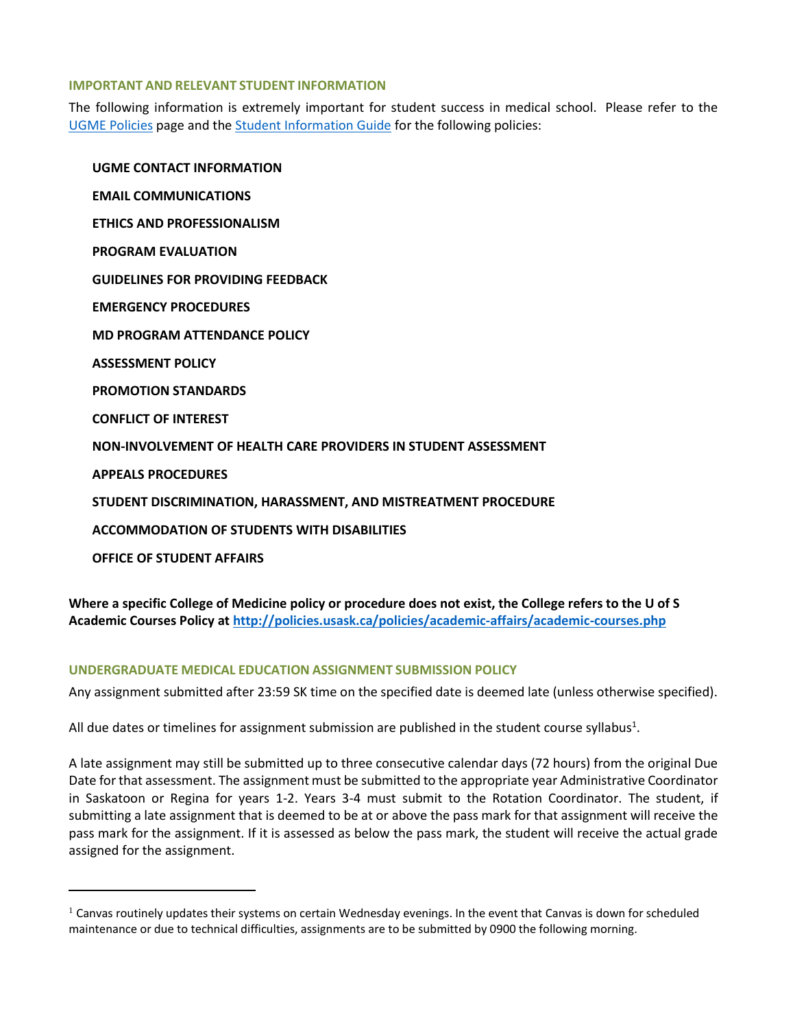## IMPORTANT AND RELEVANT STUDENT INFORMATION

The following information is extremely important for student success in medical school. Please refer to the [UGME Policies](#) page and the [Student Information Guide](#) for the following policies:

**UGME CONTACT INFORMATION**

**EMAIL COMMUNICATIONS**

**ETHICS AND PROFESSIONALISM**

**PROGRAM EVALUATION**

**GUIDELINES FOR PROVIDING FEEDBACK**

**EMERGENCY PROCEDURES**

**MD PROGRAM ATTENDANCE POLICY**

**ASSESSMENT POLICY**

**PROMOTION STANDARDS**

**CONFLICT OF INTEREST**

**NON-INVOLVEMENT OF HEALTH CARE PROVIDERS IN STUDENT ASSESSMENT**

**APPEALS PROCEDURES**

**STUDENT DISCRIMINATION, HARASSMENT, AND MISTREATMENT PROCEDURE**

**ACCOMMODATION OF STUDENTS WITH DISABILITIES**

**OFFICE OF STUDENT AFFAIRS**

**Where a specific College of Medicine policy or procedure does not exist, the College refers to the U of S Academic Courses Policy at [http://policies.usask.ca/policies/academic-affairs/academic-courses.php](http://policies.usask.ca/policies/academic-affairs/academic-courses.php)**

## UNDERGRADUATE MEDICAL EDUCATION ASSIGNMENT SUBMISSION POLICY

Any assignment submitted after 23:59 SK time on the specified date is deemed late (unless otherwise specified).

All due dates or timelines for assignment submission are published in the student course syllabus[1].

A late assignment may still be submitted up to three consecutive calendar days (72 hours) from the original Due Date for that assessment. The assignment must be submitted to the appropriate year Administrative Coordinator in Saskatoon or Regina for years 1-2. Years 3-4 must submit to the Rotation Coordinator. The student, if submitting a late assignment that is deemed to be at or above the pass mark for that assignment will receive the pass mark for the assignment. If it is assessed as below the pass mark, the student will receive the actual grade assigned for the assignment.

---

[1] Canvas routinely updates their systems on certain Wednesday evenings. In the event that Canvas is down for scheduled maintenance or due to technical difficulties, assignments are to be submitted by 0900 the following morning.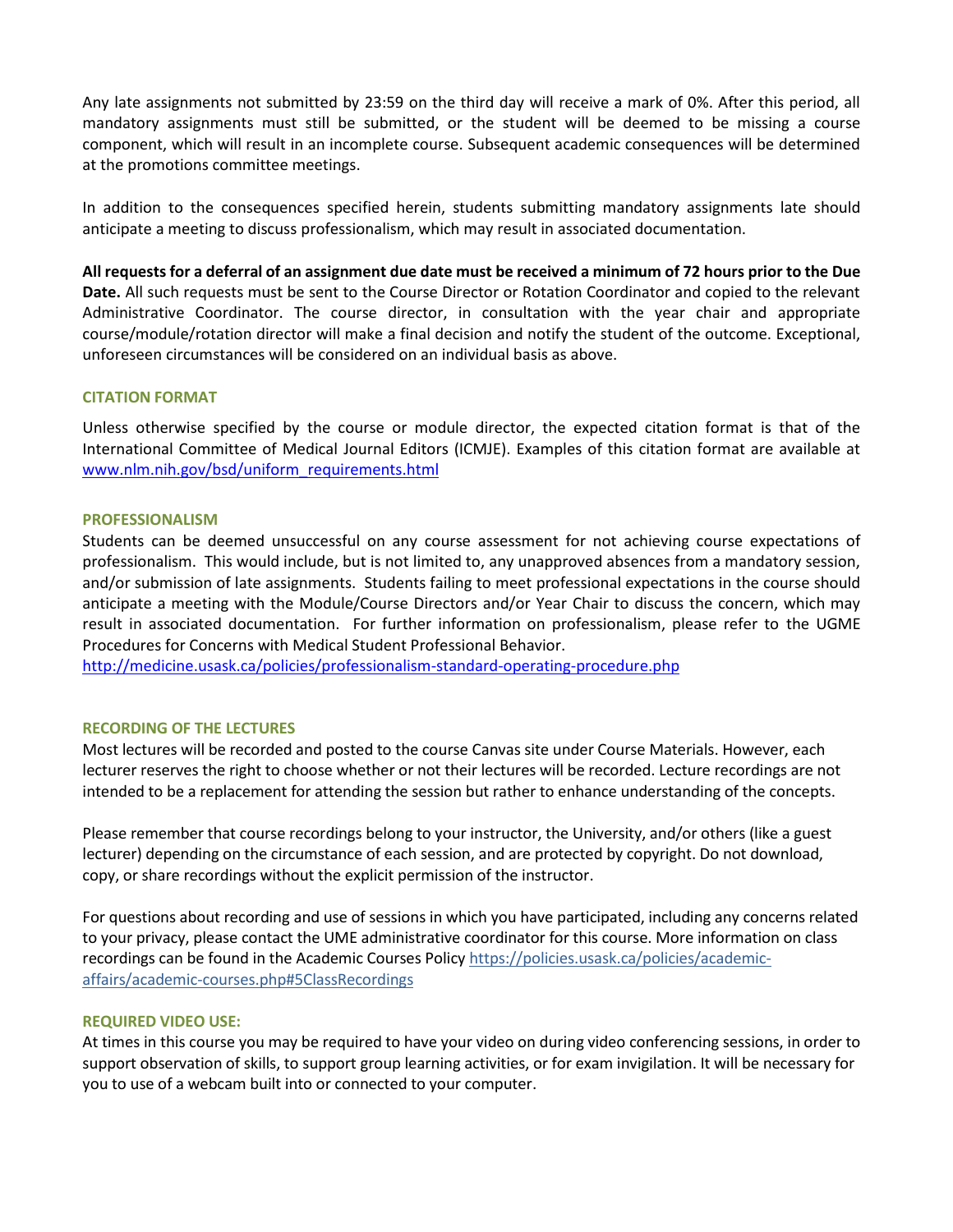Any late assignments not submitted by 23:59 on the third day will receive a mark of 0%. After this period, all mandatory assignments must still be submitted, or the student will be deemed to be missing a course component, which will result in an incomplete course. Subsequent academic consequences will be determined at the promotions committee meetings.

In addition to the consequences specified herein, students submitting mandatory assignments late should anticipate a meeting to discuss professionalism, which may result in associated documentation.

**All requests for a deferral of an assignment due date must be received a minimum of 72 hours prior to the Due Date.** All such requests must be sent to the Course Director or Rotation Coordinator and copied to the relevant Administrative Coordinator. The course director, in consultation with the year chair and appropriate course/module/rotation director will make a final decision and notify the student of the outcome. Exceptional, unforeseen circumstances will be considered on an individual basis as above.

### CITATION FORMAT

Unless otherwise specified by the course or module director, the expected citation format is that of the International Committee of Medical Journal Editors (ICMJE). Examples of this citation format are available at www.nlm.nih.gov/bsd/uniform_requirements.html

### PROFESSIONALISM

Students can be deemed unsuccessful on any course assessment for not achieving course expectations of professionalism. This would include, but is not limited to, any unapproved absences from a mandatory session, and/or submission of late assignments. Students failing to meet professional expectations in the course should anticipate a meeting with the Module/Course Directors and/or Year Chair to discuss the concern, which may result in associated documentation. For further information on professionalism, please refer to the UGME Procedures for Concerns with Medical Student Professional Behavior.
http://medicine.usask.ca/policies/professionalism-standard-operating-procedure.php

### RECORDING OF THE LECTURES

Most lectures will be recorded and posted to the course Canvas site under Course Materials. However, each lecturer reserves the right to choose whether or not their lectures will be recorded. Lecture recordings are not intended to be a replacement for attending the session but rather to enhance understanding of the concepts.

Please remember that course recordings belong to your instructor, the University, and/or others (like a guest lecturer) depending on the circumstance of each session, and are protected by copyright. Do not download, copy, or share recordings without the explicit permission of the instructor.

For questions about recording and use of sessions in which you have participated, including any concerns related to your privacy, please contact the UME administrative coordinator for this course. More information on class recordings can be found in the Academic Courses Policy https://policies.usask.ca/policies/academic-affairs/academic-courses.php#5ClassRecordings

### REQUIRED VIDEO USE:

At times in this course you may be required to have your video on during video conferencing sessions, in order to support observation of skills, to support group learning activities, or for exam invigilation. It will be necessary for you to use of a webcam built into or connected to your computer.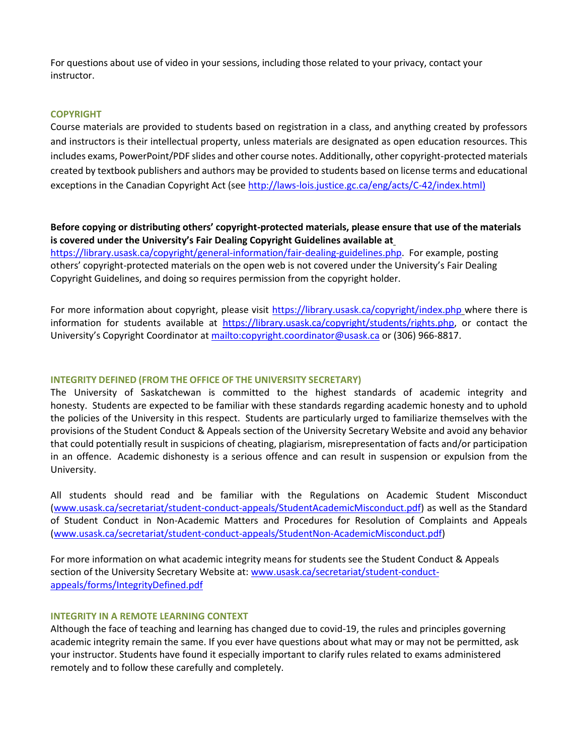For questions about use of video in your sessions, including those related to your privacy, contact your instructor.

### COPYRIGHT

Course materials are provided to students based on registration in a class, and anything created by professors and instructors is their intellectual property, unless materials are designated as open education resources. This includes exams, PowerPoint/PDF slides and other course notes. Additionally, other copyright-protected materials created by textbook publishers and authors may be provided to students based on license terms and educational exceptions in the Canadian Copyright Act (see http://laws-lois.justice.gc.ca/eng/acts/C-42/index.html)

**Before copying or distributing others' copyright-protected materials, please ensure that use of the materials is covered under the University's Fair Dealing Copyright Guidelines available at** https://library.usask.ca/copyright/general-information/fair-dealing-guidelines.php. For example, posting others' copyright-protected materials on the open web is not covered under the University's Fair Dealing Copyright Guidelines, and doing so requires permission from the copyright holder.

For more information about copyright, please visit https://library.usask.ca/copyright/index.php where there is information for students available at https://library.usask.ca/copyright/students/rights.php, or contact the University's Copyright Coordinator at mailto:copyright.coordinator@usask.ca or (306) 966-8817.

### INTEGRITY DEFINED (FROM THE OFFICE OF THE UNIVERSITY SECRETARY)

The University of Saskatchewan is committed to the highest standards of academic integrity and honesty. Students are expected to be familiar with these standards regarding academic honesty and to uphold the policies of the University in this respect. Students are particularly urged to familiarize themselves with the provisions of the Student Conduct & Appeals section of the University Secretary Website and avoid any behavior that could potentially result in suspicions of cheating, plagiarism, misrepresentation of facts and/or participation in an offence. Academic dishonesty is a serious offence and can result in suspension or expulsion from the University.

All students should read and be familiar with the Regulations on Academic Student Misconduct (www.usask.ca/secretariat/student-conduct-appeals/StudentAcademicMisconduct.pdf) as well as the Standard of Student Conduct in Non-Academic Matters and Procedures for Resolution of Complaints and Appeals (www.usask.ca/secretariat/student-conduct-appeals/StudentNon-AcademicMisconduct.pdf)

For more information on what academic integrity means for students see the Student Conduct & Appeals section of the University Secretary Website at: www.usask.ca/secretariat/student-conduct-appeals/forms/IntegrityDefined.pdf

### INTEGRITY IN A REMOTE LEARNING CONTEXT

Although the face of teaching and learning has changed due to covid-19, the rules and principles governing academic integrity remain the same. If you ever have questions about what may or may not be permitted, ask your instructor. Students have found it especially important to clarify rules related to exams administered remotely and to follow these carefully and completely.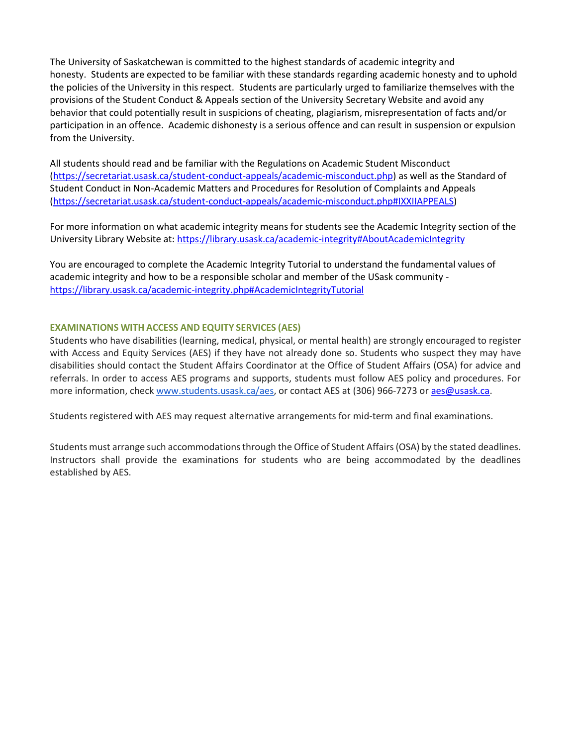The University of Saskatchewan is committed to the highest standards of academic integrity and honesty. Students are expected to be familiar with these standards regarding academic honesty and to uphold the policies of the University in this respect. Students are particularly urged to familiarize themselves with the provisions of the Student Conduct & Appeals section of the University Secretary Website and avoid any behavior that could potentially result in suspicions of cheating, plagiarism, misrepresentation of facts and/or participation in an offence. Academic dishonesty is a serious offence and can result in suspension or expulsion from the University.

All students should read and be familiar with the Regulations on Academic Student Misconduct (https://secretariat.usask.ca/student-conduct-appeals/academic-misconduct.php) as well as the Standard of Student Conduct in Non-Academic Matters and Procedures for Resolution of Complaints and Appeals (https://secretariat.usask.ca/student-conduct-appeals/academic-misconduct.php#IXXIIAPPEALS)

For more information on what academic integrity means for students see the Academic Integrity section of the University Library Website at: https://library.usask.ca/academic-integrity#AboutAcademicIntegrity

You are encouraged to complete the Academic Integrity Tutorial to understand the fundamental values of academic integrity and how to be a responsible scholar and member of the USask community - https://library.usask.ca/academic-integrity.php#AcademicIntegrityTutorial

### EXAMINATIONS WITH ACCESS AND EQUITY SERVICES (AES)

Students who have disabilities (learning, medical, physical, or mental health) are strongly encouraged to register with Access and Equity Services (AES) if they have not already done so. Students who suspect they may have disabilities should contact the Student Affairs Coordinator at the Office of Student Affairs (OSA) for advice and referrals. In order to access AES programs and supports, students must follow AES policy and procedures. For more information, check www.students.usask.ca/aes, or contact AES at (306) 966-7273 or aes@usask.ca.

Students registered with AES may request alternative arrangements for mid-term and final examinations.

Students must arrange such accommodations through the Office of Student Affairs (OSA) by the stated deadlines. Instructors shall provide the examinations for students who are being accommodated by the deadlines established by AES.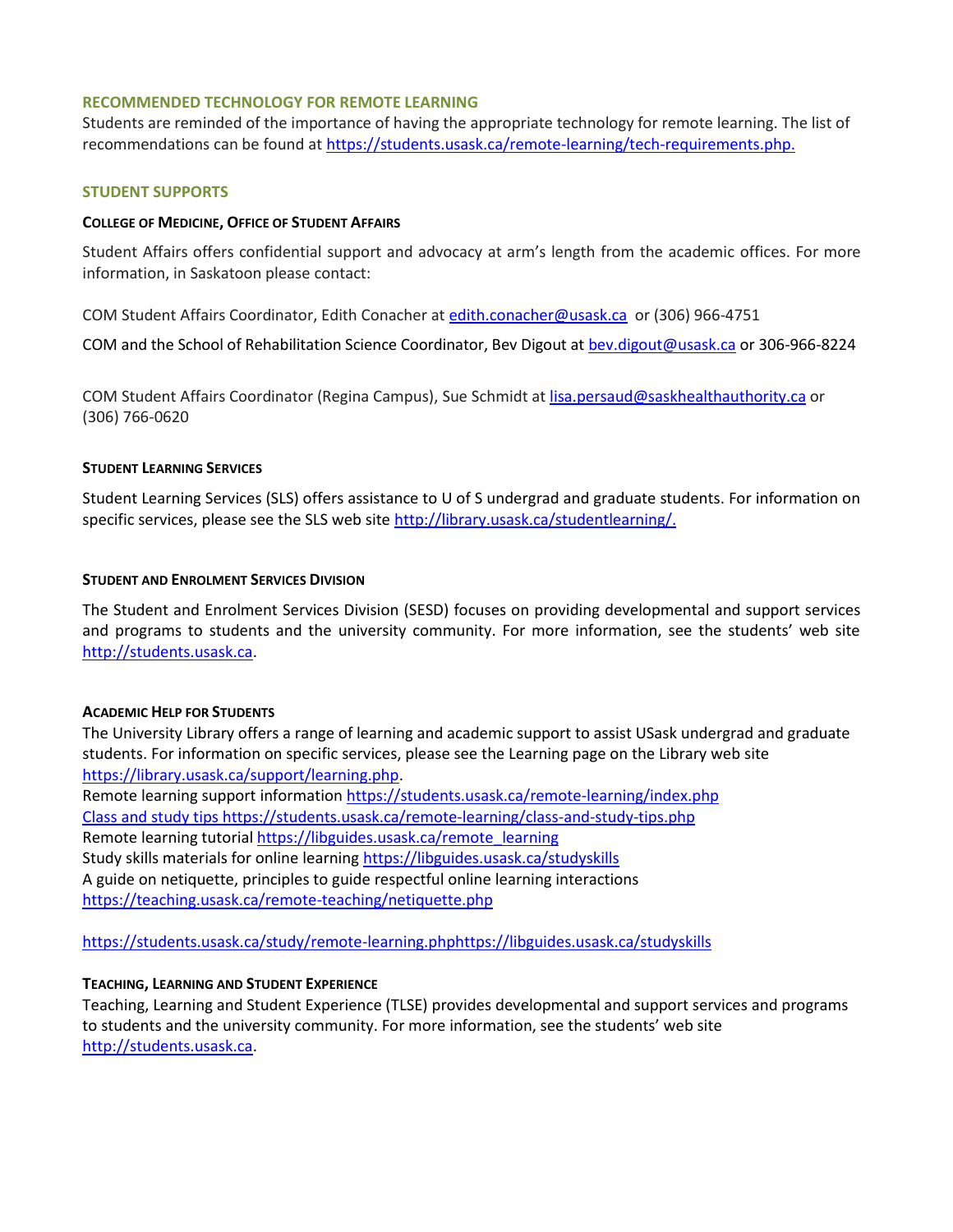## RECOMMENDED TECHNOLOGY FOR REMOTE LEARNING

Students are reminded of the importance of having the appropriate technology for remote learning. The list of recommendations can be found at https://students.usask.ca/remote-learning/tech-requirements.php.

## STUDENT SUPPORTS

### COLLEGE OF MEDICINE, OFFICE OF STUDENT AFFAIRS

Student Affairs offers confidential support and advocacy at arm's length from the academic offices. For more information, in Saskatoon please contact:

COM Student Affairs Coordinator, Edith Conacher at edith.conacher@usask.ca or (306) 966-4751

COM and the School of Rehabilitation Science Coordinator, Bev Digout at bev.digout@usask.ca or 306-966-8224

COM Student Affairs Coordinator (Regina Campus), Sue Schmidt at lisa.persaud@saskhealthauthority.ca or (306) 766-0620

### STUDENT LEARNING SERVICES

Student Learning Services (SLS) offers assistance to U of S undergrad and graduate students. For information on specific services, please see the SLS web site http://library.usask.ca/studentlearning/.

### STUDENT AND ENROLMENT SERVICES DIVISION

The Student and Enrolment Services Division (SESD) focuses on providing developmental and support services and programs to students and the university community. For more information, see the students' web site http://students.usask.ca.

### ACADEMIC HELP FOR STUDENTS

The University Library offers a range of learning and academic support to assist USask undergrad and graduate students. For information on specific services, please see the Learning page on the Library web site https://library.usask.ca/support/learning.php.
Remote learning support information https://students.usask.ca/remote-learning/index.php
Class and study tips https://students.usask.ca/remote-learning/class-and-study-tips.php
Remote learning tutorial https://libguides.usask.ca/remote_learning
Study skills materials for online learning https://libguides.usask.ca/studyskills
A guide on netiquette, principles to guide respectful online learning interactions https://teaching.usask.ca/remote-teaching/netiquette.php

https://students.usask.ca/study/remote-learning.phphttps://libguides.usask.ca/studyskills

### TEACHING, LEARNING AND STUDENT EXPERIENCE

Teaching, Learning and Student Experience (TLSE) provides developmental and support services and programs to students and the university community. For more information, see the students' web site http://students.usask.ca.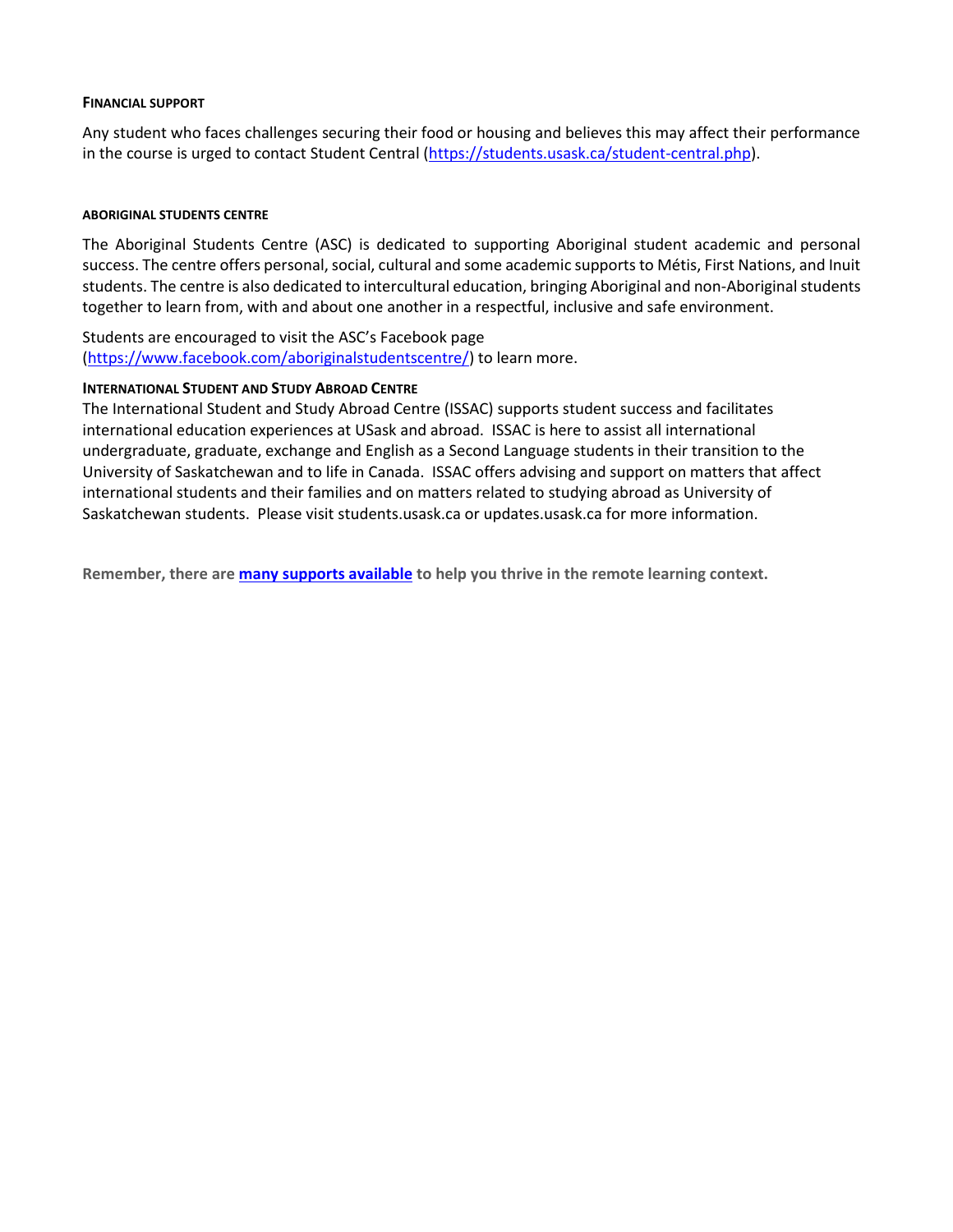#### FINANCIAL SUPPORT

Any student who faces challenges securing their food or housing and believes this may affect their performance in the course is urged to contact Student Central (https://students.usask.ca/student-central.php).

#### ABORIGINAL STUDENTS CENTRE

The Aboriginal Students Centre (ASC) is dedicated to supporting Aboriginal student academic and personal success. The centre offers personal, social, cultural and some academic supports to Métis, First Nations, and Inuit students. The centre is also dedicated to intercultural education, bringing Aboriginal and non-Aboriginal students together to learn from, with and about one another in a respectful, inclusive and safe environment.

Students are encouraged to visit the ASC's Facebook page (https://www.facebook.com/aboriginalstudentscentre/) to learn more.

#### INTERNATIONAL STUDENT AND STUDY ABROAD CENTRE

The International Student and Study Abroad Centre (ISSAC) supports student success and facilitates international education experiences at USask and abroad. ISSAC is here to assist all international undergraduate, graduate, exchange and English as a Second Language students in their transition to the University of Saskatchewan and to life in Canada. ISSAC offers advising and support on matters that affect international students and their families and on matters related to studying abroad as University of Saskatchewan students. Please visit students.usask.ca or updates.usask.ca for more information.

**Remember, there are many supports available to help you thrive in the remote learning context.**